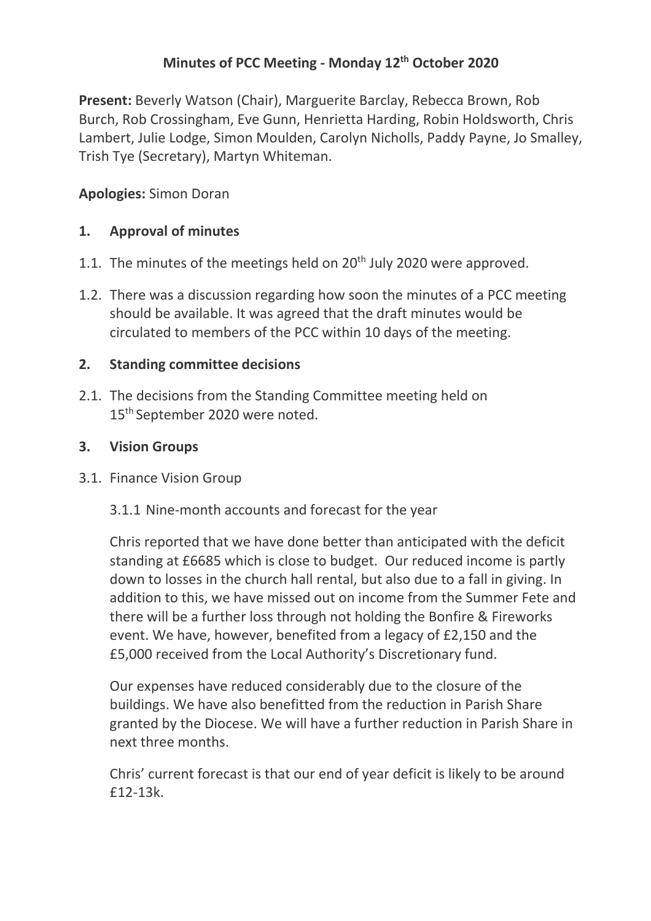# Minutes of PCC Meeting - Monday 12th October 2020

**Present:** Beverly Watson (Chair), Marguerite Barclay, Rebecca Brown, Rob Burch, Rob Crossingham, Eve Gunn, Henrietta Harding, Robin Holdsworth, Chris Lambert, Julie Lodge, Simon Moulden, Carolyn Nicholls, Paddy Payne, Jo Smalley, Trish Tye (Secretary), Martyn Whiteman.

**Apologies:** Simon Doran

## 1. Approval of minutes

1.1. The minutes of the meetings held on 20th July 2020 were approved.

1.2. There was a discussion regarding how soon the minutes of a PCC meeting should be available. It was agreed that the draft minutes would be circulated to members of the PCC within 10 days of the meeting.

## 2. Standing committee decisions

2.1. The decisions from the Standing Committee meeting held on 15th September 2020 were noted.

## 3. Vision Groups

3.1. Finance Vision Group

3.1.1 Nine-month accounts and forecast for the year

Chris reported that we have done better than anticipated with the deficit standing at £6685 which is close to budget. Our reduced income is partly down to losses in the church hall rental, but also due to a fall in giving. In addition to this, we have missed out on income from the Summer Fete and there will be a further loss through not holding the Bonfire & Fireworks event. We have, however, benefited from a legacy of £2,150 and the £5,000 received from the Local Authority's Discretionary fund.

Our expenses have reduced considerably due to the closure of the buildings. We have also benefitted from the reduction in Parish Share granted by the Diocese. We will have a further reduction in Parish Share in next three months.

Chris' current forecast is that our end of year deficit is likely to be around £12-13k.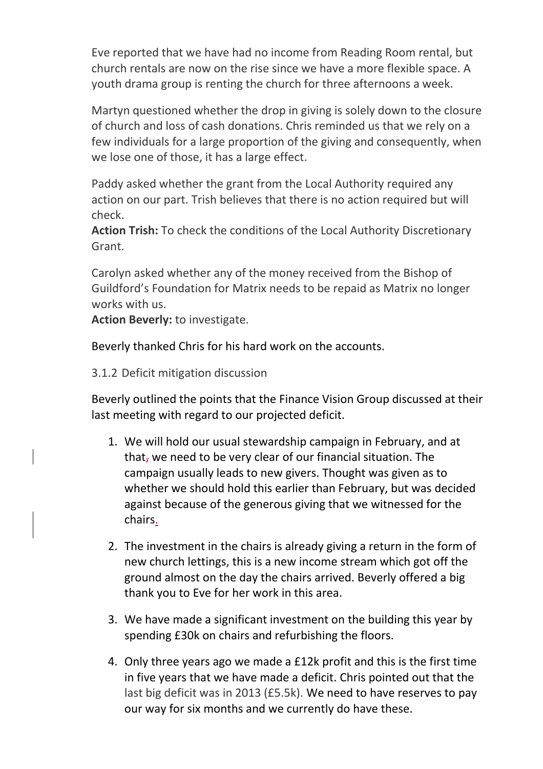Eve reported that we have had no income from Reading Room rental, but church rentals are now on the rise since we have a more flexible space. A youth drama group is renting the church for three afternoons a week.

Martyn questioned whether the drop in giving is solely down to the closure of church and loss of cash donations. Chris reminded us that we rely on a few individuals for a large proportion of the giving and consequently, when we lose one of those, it has a large effect.

Paddy asked whether the grant from the Local Authority required any action on our part. Trish believes that there is no action required but will check.
**Action Trish:** To check the conditions of the Local Authority Discretionary Grant.

Carolyn asked whether any of the money received from the Bishop of Guildford's Foundation for Matrix needs to be repaid as Matrix no longer works with us.
**Action Beverly:** to investigate.

Beverly thanked Chris for his hard work on the accounts.

3.1.2 Deficit mitigation discussion

Beverly outlined the points that the Finance Vision Group discussed at their last meeting with regard to our projected deficit.

1. We will hold our usual stewardship campaign in February, and at that we need to be very clear of our financial situation. The campaign usually leads to new givers. Thought was given as to whether we should hold this earlier than February, but was decided against because of the generous giving that we witnessed for the chairs.
2. The investment in the chairs is already giving a return in the form of new church lettings, this is a new income stream which got off the ground almost on the day the chairs arrived. Beverly offered a big thank you to Eve for her work in this area.
3. We have made a significant investment on the building this year by spending £30k on chairs and refurbishing the floors.
4. Only three years ago we made a £12k profit and this is the first time in five years that we have made a deficit. Chris pointed out that the last big deficit was in 2013 (£5.5k). We need to have reserves to pay our way for six months and we currently do have these.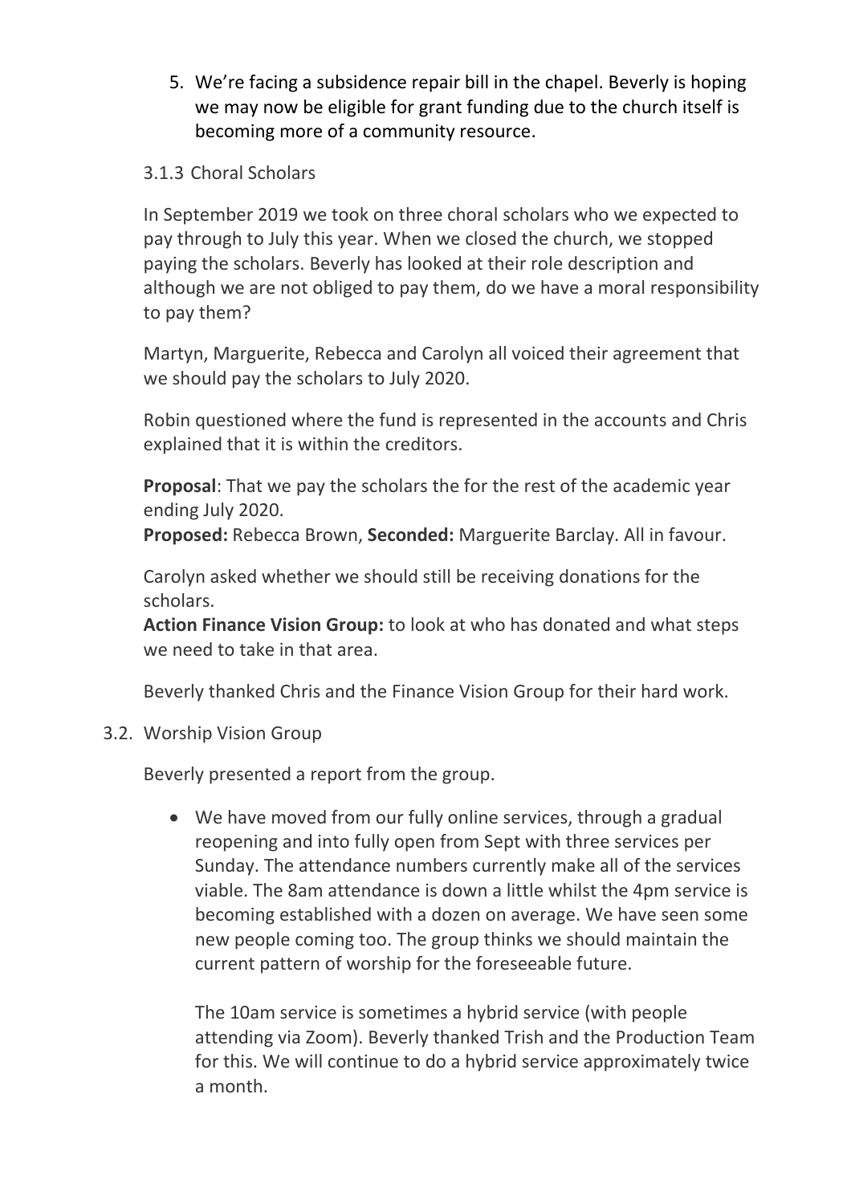5. We're facing a subsidence repair bill in the chapel. Beverly is hoping we may now be eligible for grant funding due to the church itself is becoming more of a community resource.

3.1.3 Choral Scholars

In September 2019 we took on three choral scholars who we expected to pay through to July this year. When we closed the church, we stopped paying the scholars. Beverly has looked at their role description and although we are not obliged to pay them, do we have a moral responsibility to pay them?

Martyn, Marguerite, Rebecca and Carolyn all voiced their agreement that we should pay the scholars to July 2020.

Robin questioned where the fund is represented in the accounts and Chris explained that it is within the creditors.

**Proposal**: That we pay the scholars the for the rest of the academic year ending July 2020.
**Proposed:** Rebecca Brown, **Seconded:** Marguerite Barclay. All in favour.

Carolyn asked whether we should still be receiving donations for the scholars.
**Action Finance Vision Group:** to look at who has donated and what steps we need to take in that area.

Beverly thanked Chris and the Finance Vision Group for their hard work.

3.2. Worship Vision Group

Beverly presented a report from the group.

- We have moved from our fully online services, through a gradual reopening and into fully open from Sept with three services per Sunday. The attendance numbers currently make all of the services viable. The 8am attendance is down a little whilst the 4pm service is becoming established with a dozen on average. We have seen some new people coming too. The group thinks we should maintain the current pattern of worship for the foreseeable future.

  The 10am service is sometimes a hybrid service (with people attending via Zoom). Beverly thanked Trish and the Production Team for this. We will continue to do a hybrid service approximately twice a month.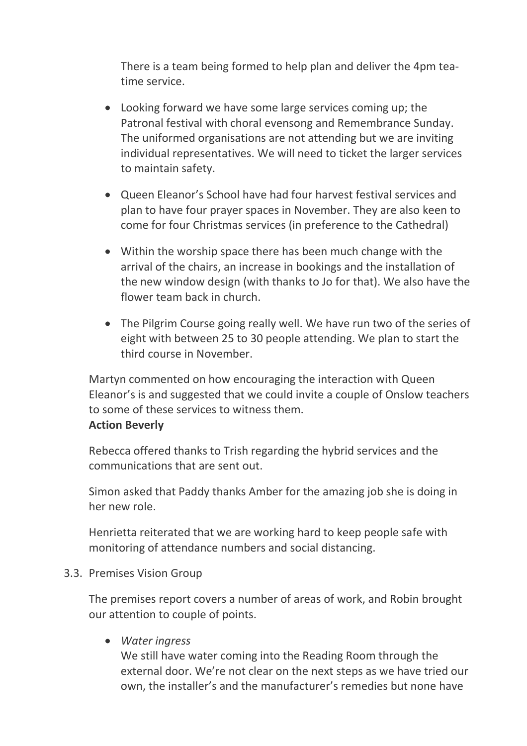There is a team being formed to help plan and deliver the 4pm tea-time service.

- Looking forward we have some large services coming up; the Patronal festival with choral evensong and Remembrance Sunday. The uniformed organisations are not attending but we are inviting individual representatives. We will need to ticket the larger services to maintain safety.

- Queen Eleanor's School have had four harvest festival services and plan to have four prayer spaces in November. They are also keen to come for four Christmas services (in preference to the Cathedral)

- Within the worship space there has been much change with the arrival of the chairs, an increase in bookings and the installation of the new window design (with thanks to Jo for that). We also have the flower team back in church.

- The Pilgrim Course going really well. We have run two of the series of eight with between 25 to 30 people attending. We plan to start the third course in November.

Martyn commented on how encouraging the interaction with Queen Eleanor's is and suggested that we could invite a couple of Onslow teachers to some of these services to witness them.
**Action Beverly**

Rebecca offered thanks to Trish regarding the hybrid services and the communications that are sent out.

Simon asked that Paddy thanks Amber for the amazing job she is doing in her new role.

Henrietta reiterated that we are working hard to keep people safe with monitoring of attendance numbers and social distancing.

3.3. Premises Vision Group

The premises report covers a number of areas of work, and Robin brought our attention to couple of points.

- *Water ingress*
  We still have water coming into the Reading Room through the external door. We're not clear on the next steps as we have tried our own, the installer's and the manufacturer's remedies but none have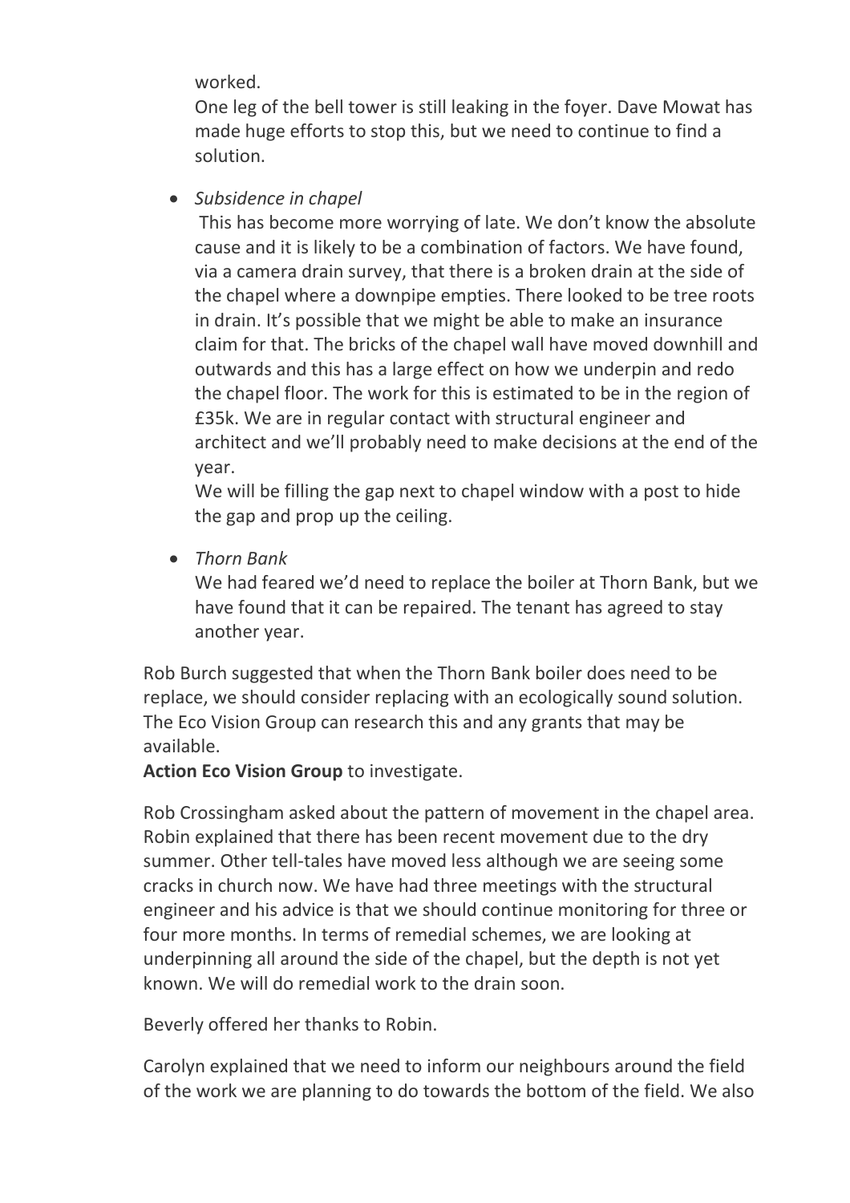worked.
One leg of the bell tower is still leaking in the foyer. Dave Mowat has made huge efforts to stop this, but we need to continue to find a solution.

- *Subsidence in chapel*
 This has become more worrying of late. We don't know the absolute cause and it is likely to be a combination of factors. We have found, via a camera drain survey, that there is a broken drain at the side of the chapel where a downpipe empties. There looked to be tree roots in drain. It's possible that we might be able to make an insurance claim for that. The bricks of the chapel wall have moved downhill and outwards and this has a large effect on how we underpin and redo the chapel floor. The work for this is estimated to be in the region of £35k. We are in regular contact with structural engineer and architect and we'll probably need to make decisions at the end of the year.
 We will be filling the gap next to chapel window with a post to hide the gap and prop up the ceiling.

- *Thorn Bank*
 We had feared we'd need to replace the boiler at Thorn Bank, but we have found that it can be repaired. The tenant has agreed to stay another year.

Rob Burch suggested that when the Thorn Bank boiler does need to be replace, we should consider replacing with an ecologically sound solution. The Eco Vision Group can research this and any grants that may be available.
**Action Eco Vision Group** to investigate.

Rob Crossingham asked about the pattern of movement in the chapel area. Robin explained that there has been recent movement due to the dry summer. Other tell-tales have moved less although we are seeing some cracks in church now. We have had three meetings with the structural engineer and his advice is that we should continue monitoring for three or four more months. In terms of remedial schemes, we are looking at underpinning all around the side of the chapel, but the depth is not yet known. We will do remedial work to the drain soon.

Beverly offered her thanks to Robin.

Carolyn explained that we need to inform our neighbours around the field of the work we are planning to do towards the bottom of the field. We also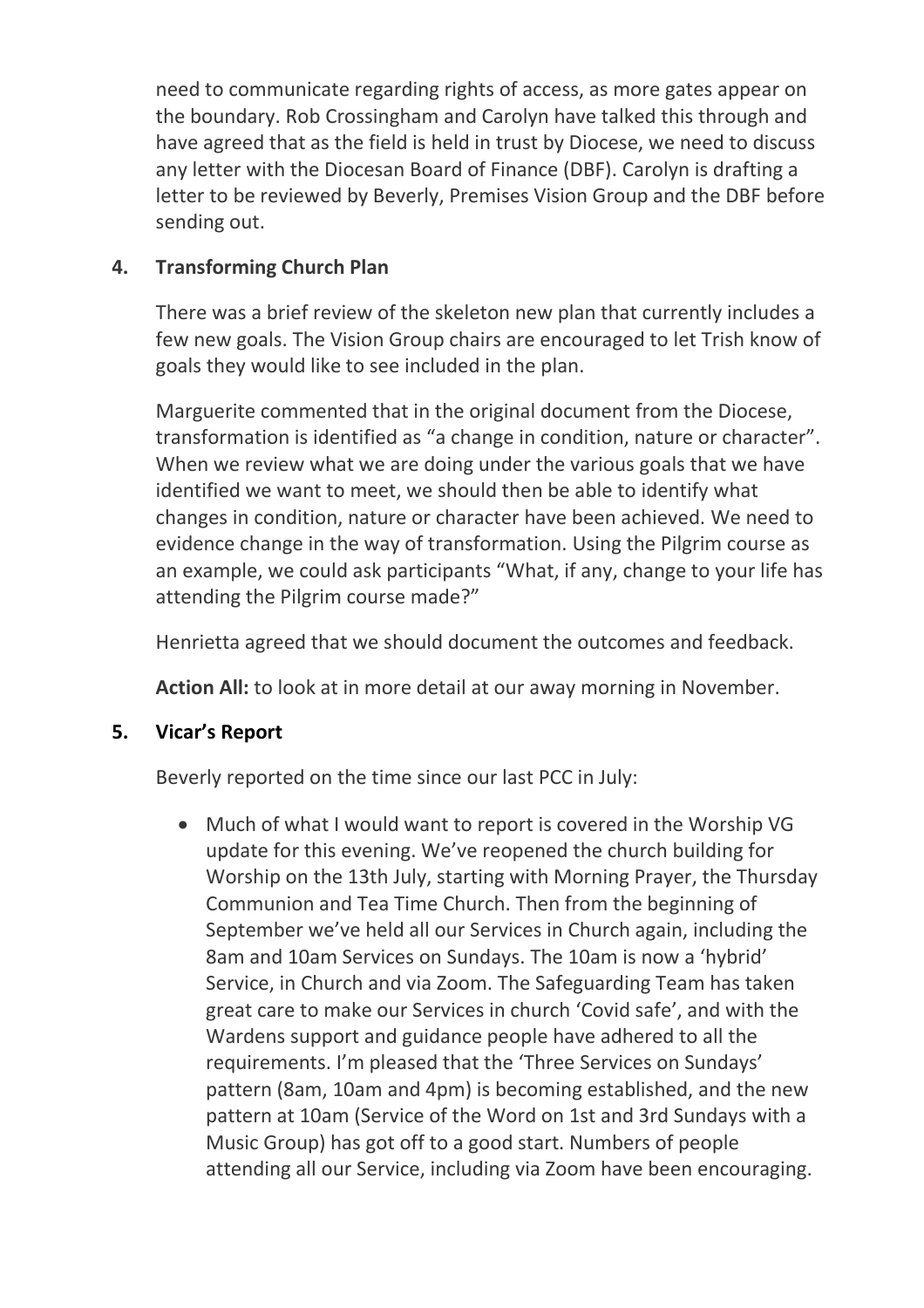need to communicate regarding rights of access, as more gates appear on the boundary. Rob Crossingham and Carolyn have talked this through and have agreed that as the field is held in trust by Diocese, we need to discuss any letter with the Diocesan Board of Finance (DBF). Carolyn is drafting a letter to be reviewed by Beverly, Premises Vision Group and the DBF before sending out.

## 4. Transforming Church Plan

There was a brief review of the skeleton new plan that currently includes a few new goals. The Vision Group chairs are encouraged to let Trish know of goals they would like to see included in the plan.

Marguerite commented that in the original document from the Diocese, transformation is identified as "a change in condition, nature or character". When we review what we are doing under the various goals that we have identified we want to meet, we should then be able to identify what changes in condition, nature or character have been achieved. We need to evidence change in the way of transformation. Using the Pilgrim course as an example, we could ask participants "What, if any, change to your life has attending the Pilgrim course made?"

Henrietta agreed that we should document the outcomes and feedback.

**Action All:** to look at in more detail at our away morning in November.

## 5. Vicar's Report

Beverly reported on the time since our last PCC in July:

- Much of what I would want to report is covered in the Worship VG update for this evening. We've reopened the church building for Worship on the 13th July, starting with Morning Prayer, the Thursday Communion and Tea Time Church. Then from the beginning of September we've held all our Services in Church again, including the 8am and 10am Services on Sundays. The 10am is now a 'hybrid' Service, in Church and via Zoom. The Safeguarding Team has taken great care to make our Services in church 'Covid safe', and with the Wardens support and guidance people have adhered to all the requirements. I'm pleased that the 'Three Services on Sundays' pattern (8am, 10am and 4pm) is becoming established, and the new pattern at 10am (Service of the Word on 1st and 3rd Sundays with a Music Group) has got off to a good start. Numbers of people attending all our Service, including via Zoom have been encouraging.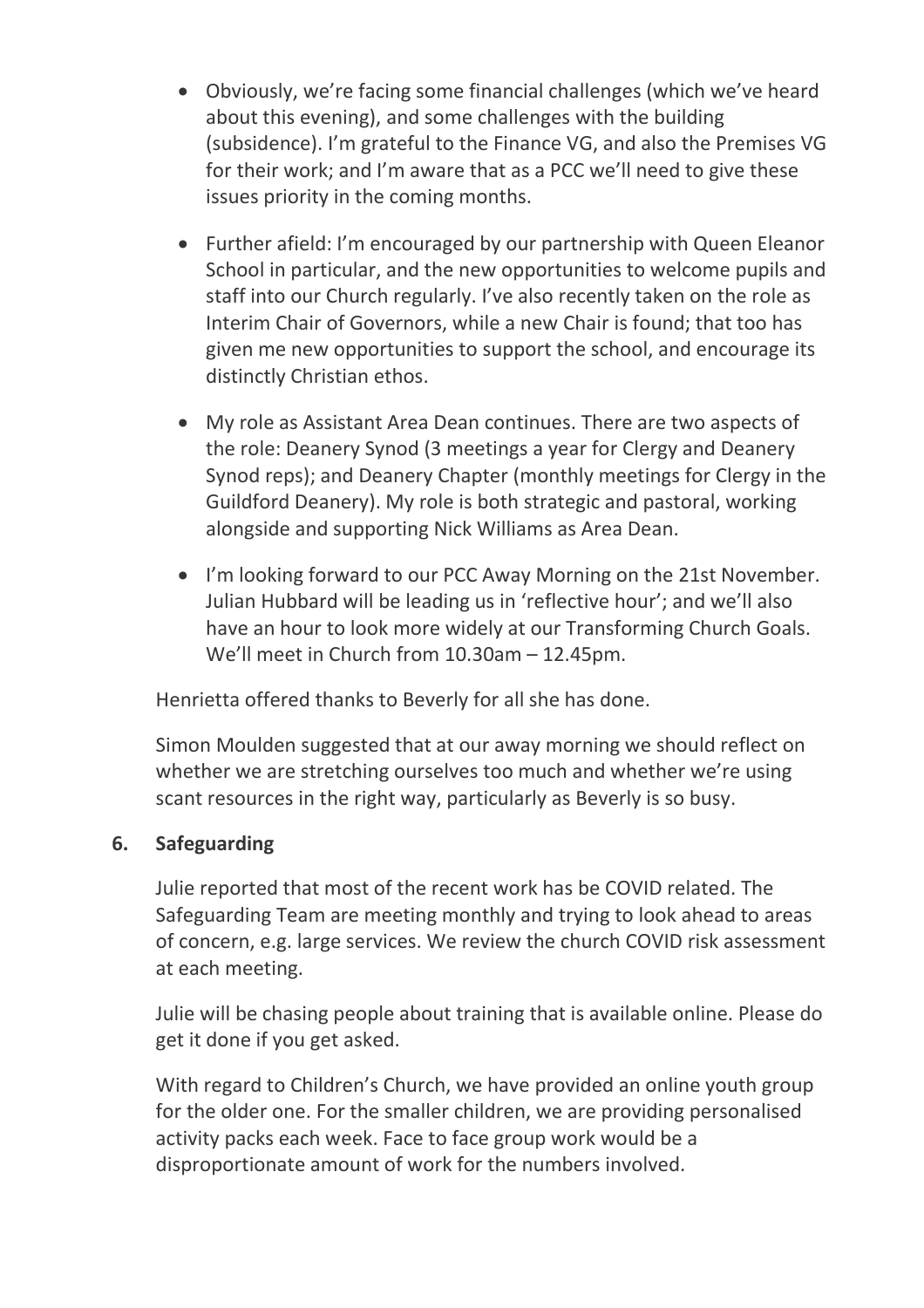- Obviously, we're facing some financial challenges (which we've heard about this evening), and some challenges with the building (subsidence). I'm grateful to the Finance VG, and also the Premises VG for their work; and I'm aware that as a PCC we'll need to give these issues priority in the coming months.

- Further afield: I'm encouraged by our partnership with Queen Eleanor School in particular, and the new opportunities to welcome pupils and staff into our Church regularly. I've also recently taken on the role as Interim Chair of Governors, while a new Chair is found; that too has given me new opportunities to support the school, and encourage its distinctly Christian ethos.

- My role as Assistant Area Dean continues. There are two aspects of the role: Deanery Synod (3 meetings a year for Clergy and Deanery Synod reps); and Deanery Chapter (monthly meetings for Clergy in the Guildford Deanery). My role is both strategic and pastoral, working alongside and supporting Nick Williams as Area Dean.

- I'm looking forward to our PCC Away Morning on the 21st November. Julian Hubbard will be leading us in 'reflective hour'; and we'll also have an hour to look more widely at our Transforming Church Goals. We'll meet in Church from 10.30am – 12.45pm.

Henrietta offered thanks to Beverly for all she has done.

Simon Moulden suggested that at our away morning we should reflect on whether we are stretching ourselves too much and whether we're using scant resources in the right way, particularly as Beverly is so busy.

**6. Safeguarding**

Julie reported that most of the recent work has be COVID related. The Safeguarding Team are meeting monthly and trying to look ahead to areas of concern, e.g. large services. We review the church COVID risk assessment at each meeting.

Julie will be chasing people about training that is available online. Please do get it done if you get asked.

With regard to Children's Church, we have provided an online youth group for the older one. For the smaller children, we are providing personalised activity packs each week. Face to face group work would be a disproportionate amount of work for the numbers involved.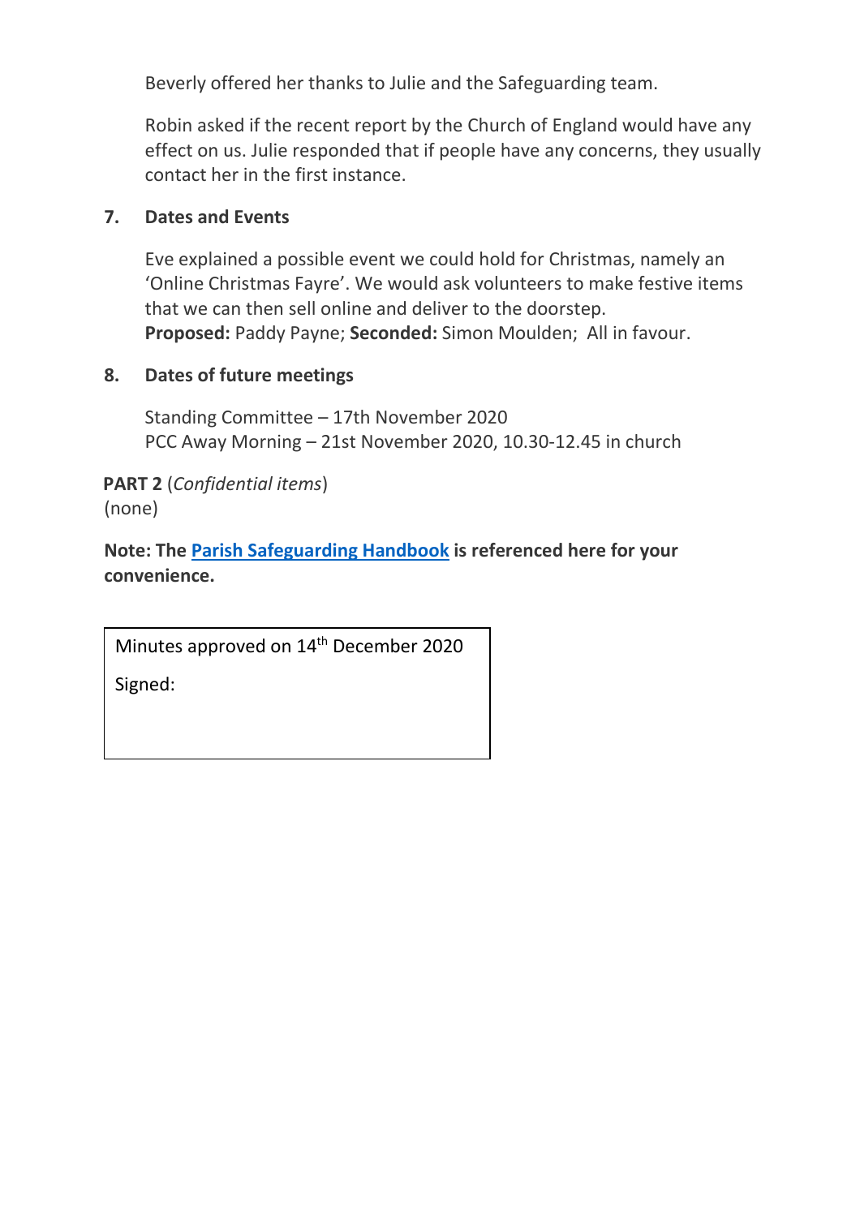Beverly offered her thanks to Julie and the Safeguarding team.

Robin asked if the recent report by the Church of England would have any effect on us. Julie responded that if people have any concerns, they usually contact her in the first instance.

## 7. Dates and Events

Eve explained a possible event we could hold for Christmas, namely an 'Online Christmas Fayre'. We would ask volunteers to make festive items that we can then sell online and deliver to the doorstep.
**Proposed:** Paddy Payne; **Seconded:** Simon Moulden; All in favour.

## 8. Dates of future meetings

Standing Committee – 17th November 2020
PCC Away Morning – 21st November 2020, 10.30-12.45 in church

**PART 2** (*Confidential items*)
(none)

**Note: The Parish Safeguarding Handbook is referenced here for your convenience.**

Minutes approved on 14th December 2020

Signed: